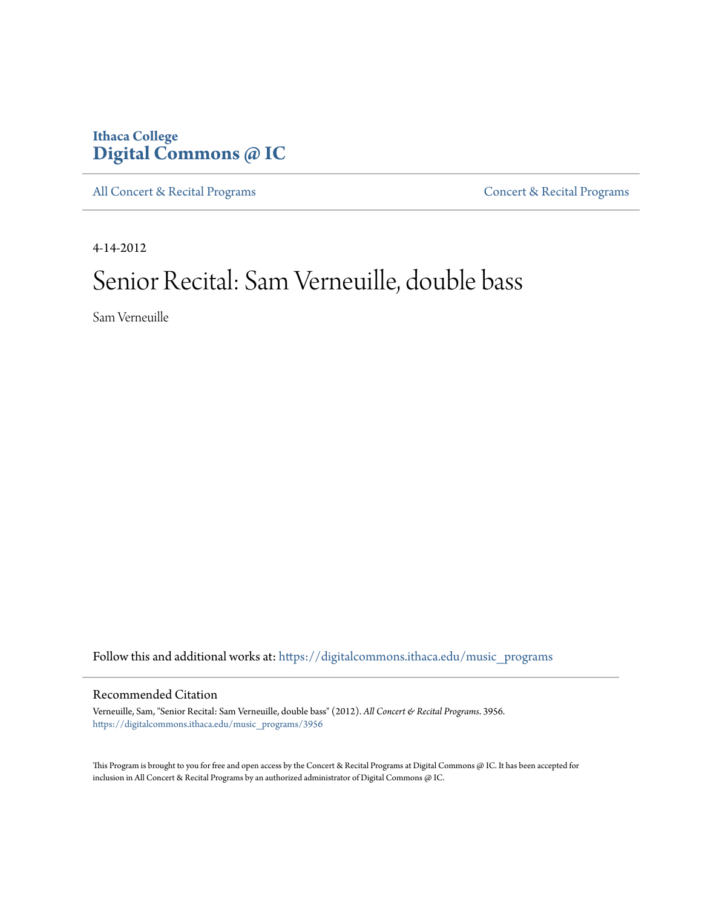Ithaca College
**Digital Commons @ IC**

All Concert & Recital Programs

Concert & Recital Programs

4-14-2012

# Senior Recital: Sam Verneuille, double bass

Sam Verneuille

Follow this and additional works at: https://digitalcommons.ithaca.edu/music_programs

## Recommended Citation

Verneuille, Sam, "Senior Recital: Sam Verneuille, double bass" (2012). *All Concert & Recital Programs*. 3956.
https://digitalcommons.ithaca.edu/music_programs/3956

This Program is brought to you for free and open access by the Concert & Recital Programs at Digital Commons @ IC. It has been accepted for inclusion in All Concert & Recital Programs by an authorized administrator of Digital Commons @ IC.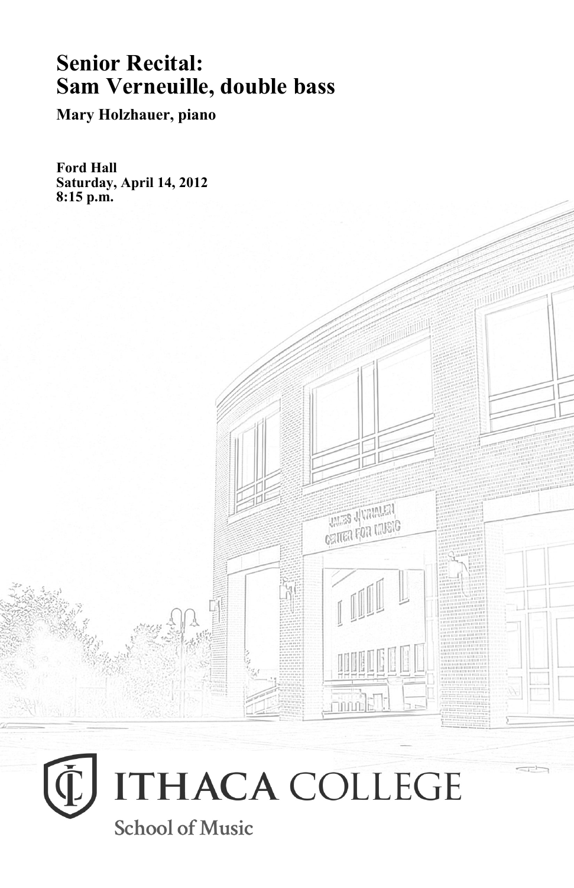# Senior Recital:
# Sam Verneuille, double bass

**Mary Holzhauer, piano**

**Ford Hall**
**Saturday, April 14, 2012**
**8:15 p.m.**

ITHACA COLLEGE

School of Music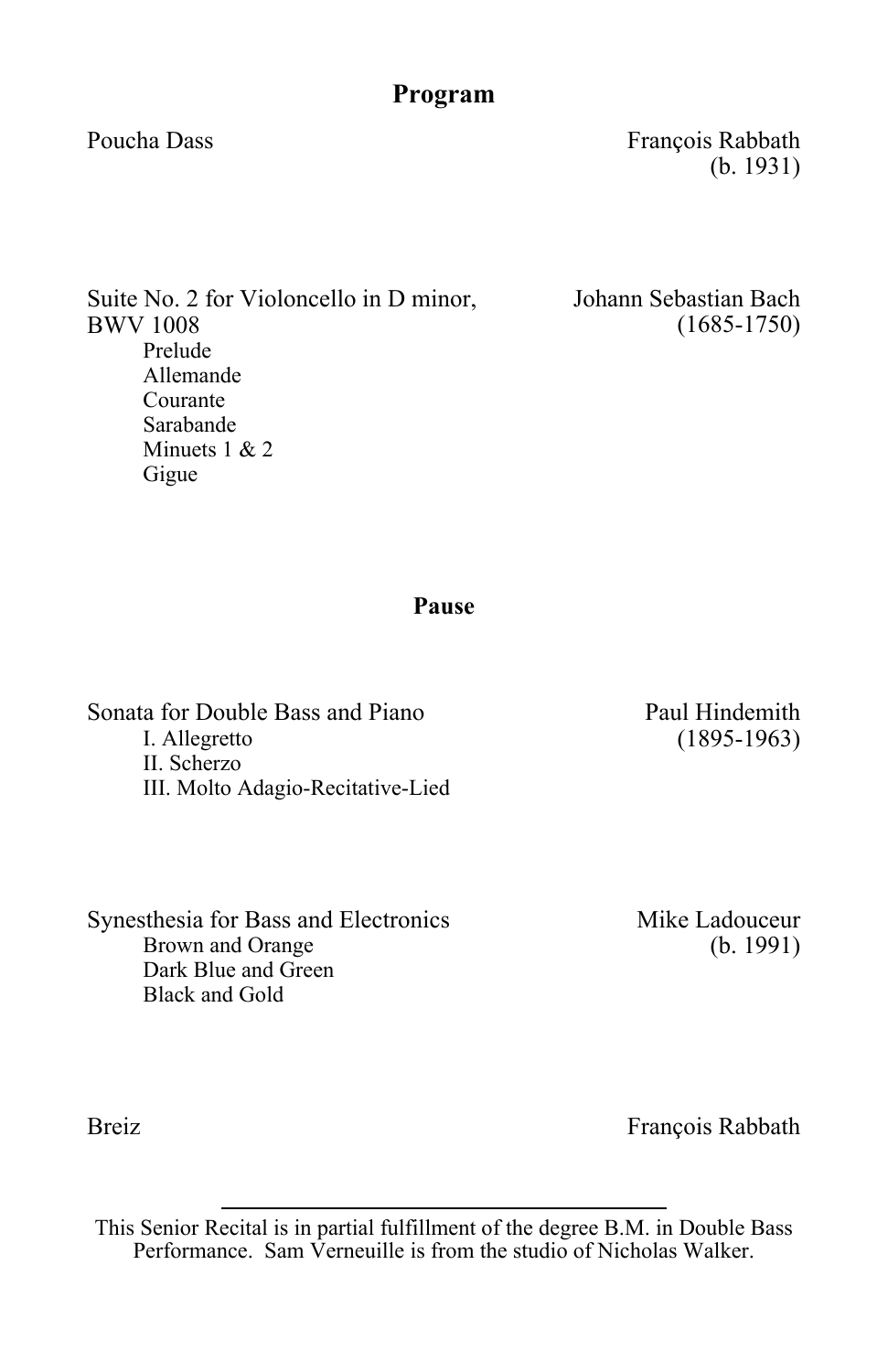## Program

Poucha Dass — François Rabbath (b. 1931)

Suite No. 2 for Violoncello in D minor, BWV 1008 — Johann Sebastian Bach (1685-1750)

- Prelude
- Allemande
- Courante
- Sarabande
- Minuets 1 & 2
- Gigue

**Pause**

Sonata for Double Bass and Piano — Paul Hindemith (1895-1963)

- I. Allegretto
- II. Scherzo
- III. Molto Adagio-Recitative-Lied

Synesthesia for Bass and Electronics — Mike Ladouceur (b. 1991)

- Brown and Orange
- Dark Blue and Green
- Black and Gold

Breiz — François Rabbath

---

This Senior Recital is in partial fulfillment of the degree B.M. in Double Bass Performance. Sam Verneuille is from the studio of Nicholas Walker.